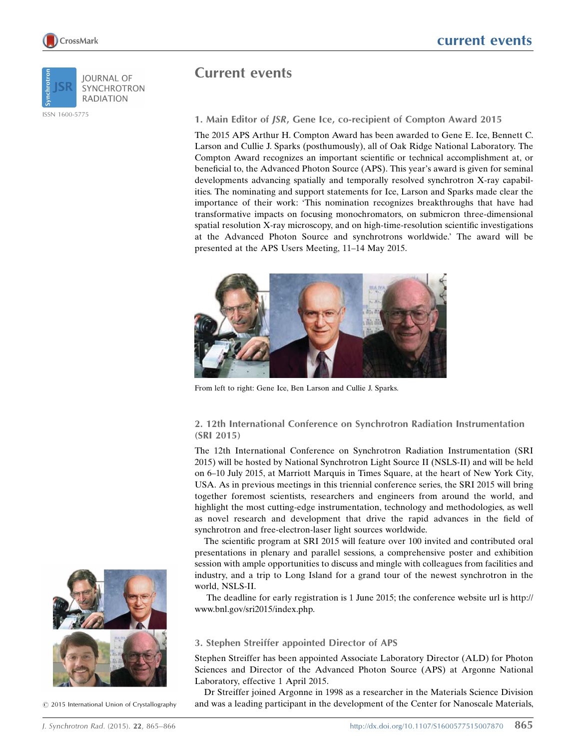# Current events

## 1. Main Editor of *JSR*, Gene Ice, co-recipient of Compton Award 2015

The 2015 APS Arthur H. Compton Award has been awarded to Gene E. Ice, Bennett C. Larson and Cullie J. Sparks (posthumously), all of Oak Ridge National Laboratory. The Compton Award recognizes an important scientific or technical accomplishment at, or beneficial to, the Advanced Photon Source (APS). This year's award is given for seminal developments advancing spatially and temporally resolved synchrotron X-ray capabilities. The nominating and support statements for Ice, Larson and Sparks made clear the importance of their work: 'This nomination recognizes breakthroughs that have had transformative impacts on focusing monochromators, on submicron three-dimensional spatial resolution X-ray microscopy, and on high-time-resolution scientific investigations at the Advanced Photon Source and synchrotrons worldwide.' The award will be presented at the APS Users Meeting, 11–14 May 2015.

From left to right: Gene Ice, Ben Larson and Cullie J. Sparks.

## 2. 12th International Conference on Synchrotron Radiation Instrumentation (SRI 2015)

The 12th International Conference on Synchrotron Radiation Instrumentation (SRI 2015) will be hosted by National Synchrotron Light Source II (NSLS-II) and will be held on 6–10 July 2015, at Marriott Marquis in Times Square, at the heart of New York City, USA. As in previous meetings in this triennial conference series, the SRI 2015 will bring together foremost scientists, researchers and engineers from around the world, and highlight the most cutting-edge instrumentation, technology and methodologies, as well as novel research and development that drive the rapid advances in the field of synchrotron and free-electron-laser light sources worldwide.

The scientific program at SRI 2015 will feature over 100 invited and contributed oral presentations in plenary and parallel sessions, a comprehensive poster and exhibition session with ample opportunities to discuss and mingle with colleagues from facilities and industry, and a trip to Long Island for a grand tour of the newest synchrotron in the world, NSLS-II.

The deadline for early registration is 1 June 2015; the conference website url is http://www.bnl.gov/sri2015/index.php.

## 3. Stephen Streiffer appointed Director of APS

Stephen Streiffer has been appointed Associate Laboratory Director (ALD) for Photon Sciences and Director of the Advanced Photon Source (APS) at Argonne National Laboratory, effective 1 April 2015.

Dr Streiffer joined Argonne in 1998 as a researcher in the Materials Science Division and was a leading participant in the development of the Center for Nanoscale Materials,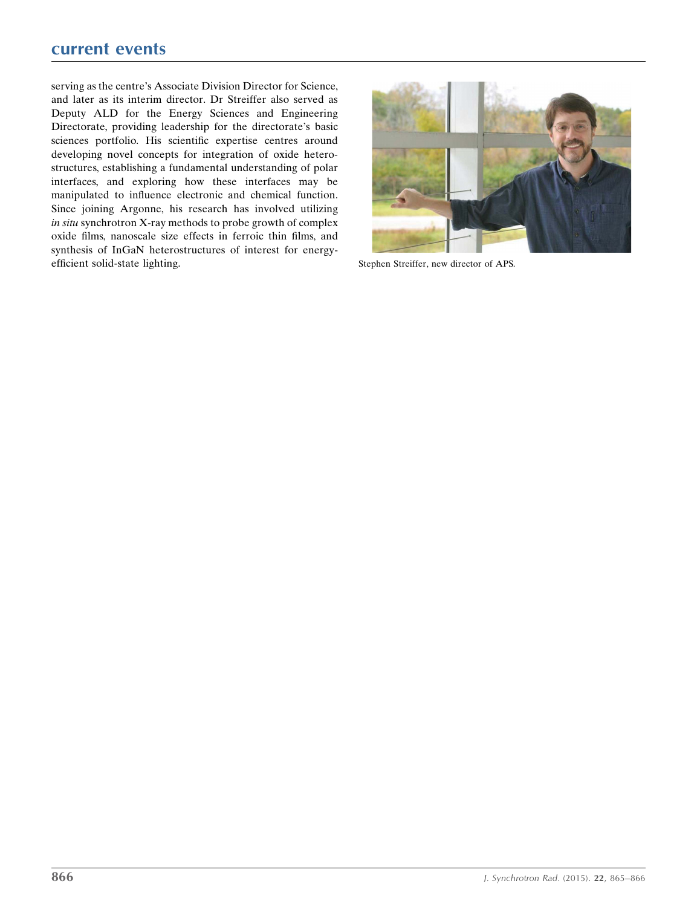serving as the centre's Associate Division Director for Science, and later as its interim director. Dr Streiffer also served as Deputy ALD for the Energy Sciences and Engineering Directorate, providing leadership for the directorate's basic sciences portfolio. His scientific expertise centres around developing novel concepts for integration of oxide heterostructures, establishing a fundamental understanding of polar interfaces, and exploring how these interfaces may be manipulated to influence electronic and chemical function. Since joining Argonne, his research has involved utilizing *in situ* synchrotron X-ray methods to probe growth of complex oxide films, nanoscale size effects in ferroic thin films, and synthesis of InGaN heterostructures of interest for energy-efficient solid-state lighting.

Stephen Streiffer, new director of APS.